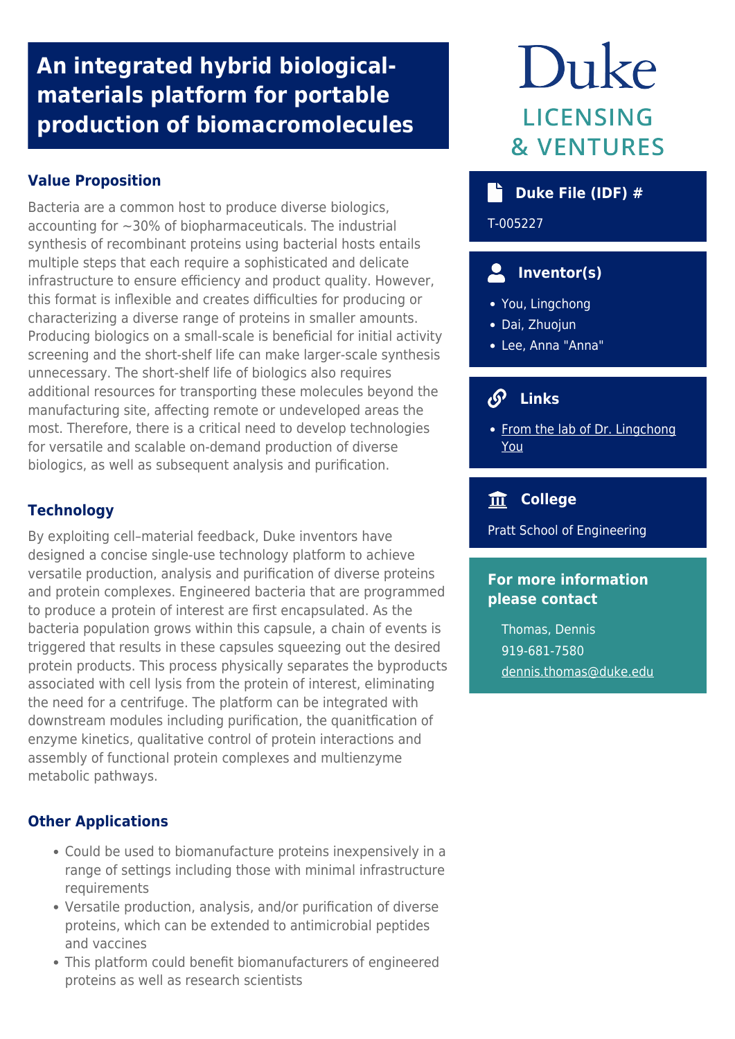# An integrated hybrid biological-materials platform for portable production of biomacromolecules

Duke LICENSING & VENTURES

## Value Proposition

Bacteria are a common host to produce diverse biologics, accounting for ~30% of biopharmaceuticals. The industrial synthesis of recombinant proteins using bacterial hosts entails multiple steps that each require a sophisticated and delicate infrastructure to ensure efficiency and product quality. However, this format is inflexible and creates difficulties for producing or characterizing a diverse range of proteins in smaller amounts. Producing biologics on a small-scale is beneficial for initial activity screening and the short-shelf life can make larger-scale synthesis unnecessary. The short-shelf life of biologics also requires additional resources for transporting these molecules beyond the manufacturing site, affecting remote or undeveloped areas the most. Therefore, there is a critical need to develop technologies for versatile and scalable on-demand production of diverse biologics, as well as subsequent analysis and purification.

## Technology

By exploiting cell–material feedback, Duke inventors have designed a concise single-use technology platform to achieve versatile production, analysis and purification of diverse proteins and protein complexes. Engineered bacteria that are programmed to produce a protein of interest are first encapsulated. As the bacteria population grows within this capsule, a chain of events is triggered that results in these capsules squeezing out the desired protein products. This process physically separates the byproducts associated with cell lysis from the protein of interest, eliminating the need for a centrifuge. The platform can be integrated with downstream modules including purification, the quanitfication of enzyme kinetics, qualitative control of protein interactions and assembly of functional protein complexes and multienzyme metabolic pathways.

## Other Applications

- Could be used to biomanufacture proteins inexpensively in a range of settings including those with minimal infrastructure requirements
- Versatile production, analysis, and/or purification of diverse proteins, which can be extended to antimicrobial peptides and vaccines
- This platform could benefit biomanufacturers of engineered proteins as well as research scientists

## Duke File (IDF) #

T-005227

## Inventor(s)

- You, Lingchong
- Dai, Zhuojun
- Lee, Anna "Anna"

## Links

- From the lab of Dr. Lingchong You

## College

Pratt School of Engineering

## For more information please contact

Thomas, Dennis
919-681-7580
dennis.thomas@duke.edu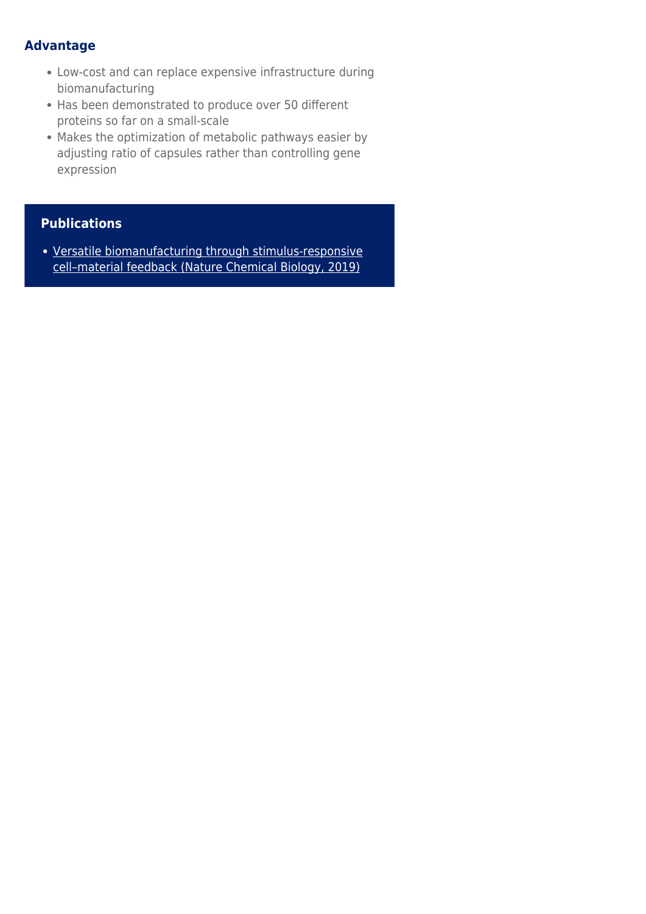## Advantage

- Low-cost and can replace expensive infrastructure during biomanufacturing
- Has been demonstrated to produce over 50 different proteins so far on a small-scale
- Makes the optimization of metabolic pathways easier by adjusting ratio of capsules rather than controlling gene expression

## Publications

- Versatile biomanufacturing through stimulus-responsive cell–material feedback (Nature Chemical Biology, 2019)